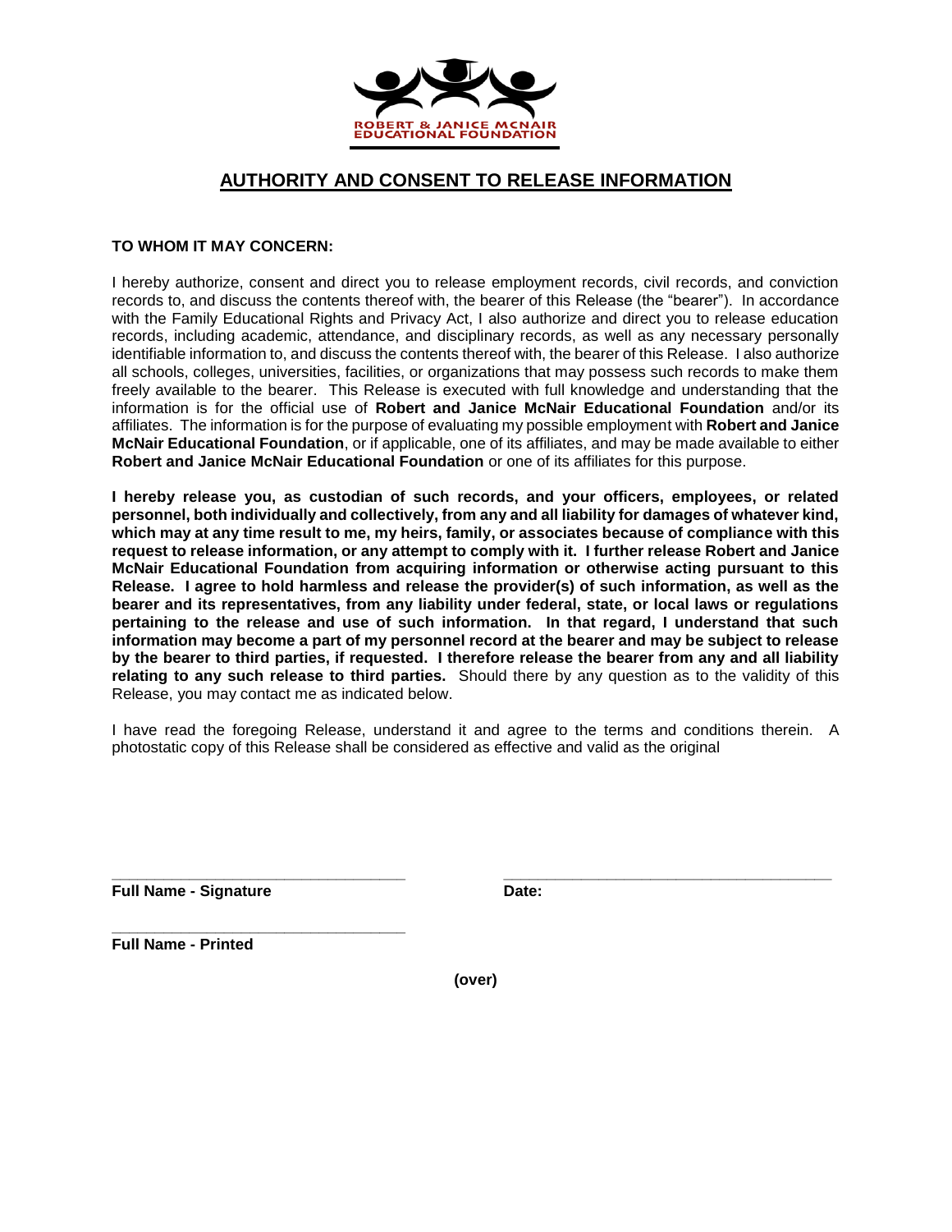ROBERT & JANICE MCNAIR EDUCATIONAL FOUNDATION

# AUTHORITY AND CONSENT TO RELEASE INFORMATION

**TO WHOM IT MAY CONCERN:**

I hereby authorize, consent and direct you to release employment records, civil records, and conviction records to, and discuss the contents thereof with, the bearer of this Release (the "bearer"). In accordance with the Family Educational Rights and Privacy Act, I also authorize and direct you to release education records, including academic, attendance, and disciplinary records, as well as any necessary personally identifiable information to, and discuss the contents thereof with, the bearer of this Release. I also authorize all schools, colleges, universities, facilities, or organizations that may possess such records to make them freely available to the bearer. This Release is executed with full knowledge and understanding that the information is for the official use of **Robert and Janice McNair Educational Foundation** and/or its affiliates. The information is for the purpose of evaluating my possible employment with **Robert and Janice McNair Educational Foundation**, or if applicable, one of its affiliates, and may be made available to either **Robert and Janice McNair Educational Foundation** or one of its affiliates for this purpose.

**I hereby release you, as custodian of such records, and your officers, employees, or related personnel, both individually and collectively, from any and all liability for damages of whatever kind, which may at any time result to me, my heirs, family, or associates because of compliance with this request to release information, or any attempt to comply with it. I further release Robert and Janice McNair Educational Foundation from acquiring information or otherwise acting pursuant to this Release. I agree to hold harmless and release the provider(s) of such information, as well as the bearer and its representatives, from any liability under federal, state, or local laws or regulations pertaining to the release and use of such information. In that regard, I understand that such information may become a part of my personnel record at the bearer and may be subject to release by the bearer to third parties, if requested. I therefore release the bearer from any and all liability relating to any such release to third parties.** Should there by any question as to the validity of this Release, you may contact me as indicated below.

I have read the foregoing Release, understand it and agree to the terms and conditions therein. A photostatic copy of this Release shall be considered as effective and valid as the original

\_\_\_\_\_\_\_\_\_\_\_\_\_\_\_\_\_\_\_\_\_\_\_\_\_\_\_\_\_\_\_\_\_\_\_ &nbsp;&nbsp;&nbsp;&nbsp; \_\_\_\_\_\_\_\_\_\_\_\_\_\_\_\_\_\_\_\_\_\_\_\_\_\_\_\_\_\_\_\_\_\_\_\_\_\_\_

**Full Name - Signature** &nbsp;&nbsp;&nbsp;&nbsp; **Date:**

\_\_\_\_\_\_\_\_\_\_\_\_\_\_\_\_\_\_\_\_\_\_\_\_\_\_\_\_\_\_\_\_\_\_\_

**Full Name - Printed**

**(over)**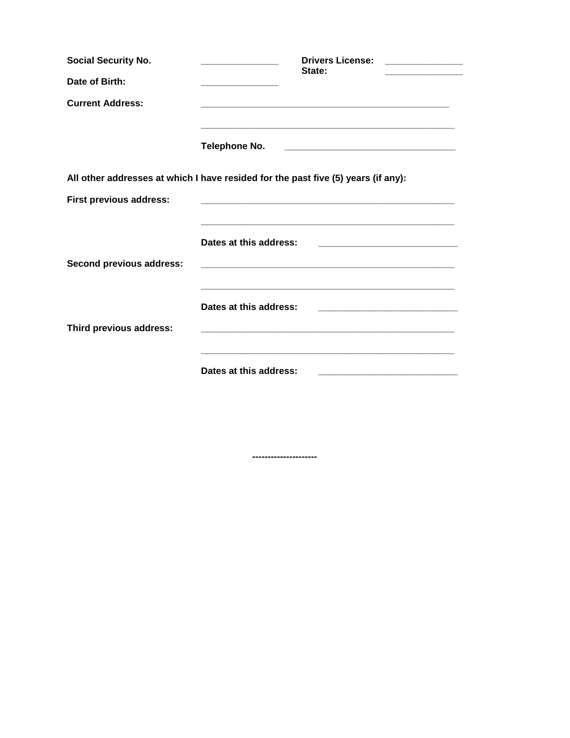**Social Security No.** _______________ **Drivers License:** _______________
**State:** _______________

**Date of Birth:** _______________

**Current Address:** ________________________________________________

________________________________________________

**Telephone No.** ________________________________

**All other addresses at which I have resided for the past five (5) years (if any):**

**First previous address:** ________________________________________________

________________________________________________

**Dates at this address:** __________________________

**Second previous address:** ________________________________________________

________________________________________________

**Dates at this address:** __________________________

**Third previous address:** ________________________________________________

________________________________________________

**Dates at this address:** __________________________

---------------------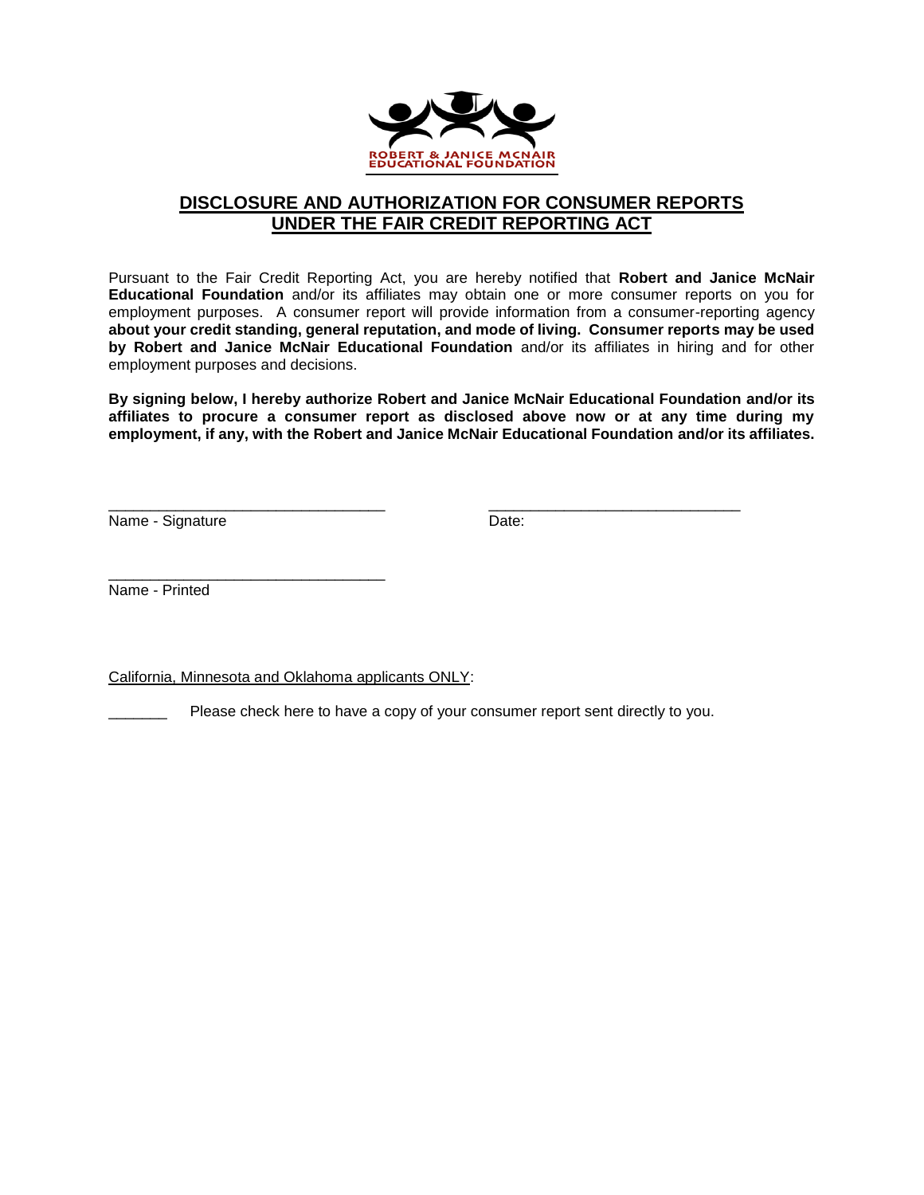ROBERT & JANICE MCNAIR
EDUCATIONAL FOUNDATION

# DISCLOSURE AND AUTHORIZATION FOR CONSUMER REPORTS UNDER THE FAIR CREDIT REPORTING ACT

Pursuant to the Fair Credit Reporting Act, you are hereby notified that **Robert and Janice McNair Educational Foundation** and/or its affiliates may obtain one or more consumer reports on you for employment purposes. A consumer report will provide information from a consumer-reporting agency **about your credit standing, general reputation, and mode of living. Consumer reports may be used by Robert and Janice McNair Educational Foundation** and/or its affiliates in hiring and for other employment purposes and decisions.

**By signing below, I hereby authorize Robert and Janice McNair Educational Foundation and/or its affiliates to procure a consumer report as disclosed above now or at any time during my employment, if any, with the Robert and Janice McNair Educational Foundation and/or its affiliates.**

_________________________________ _____________________________

Name - Signature Date:

_________________________________

Name - Printed

California, Minnesota and Oklahoma applicants ONLY:

_______ Please check here to have a copy of your consumer report sent directly to you.